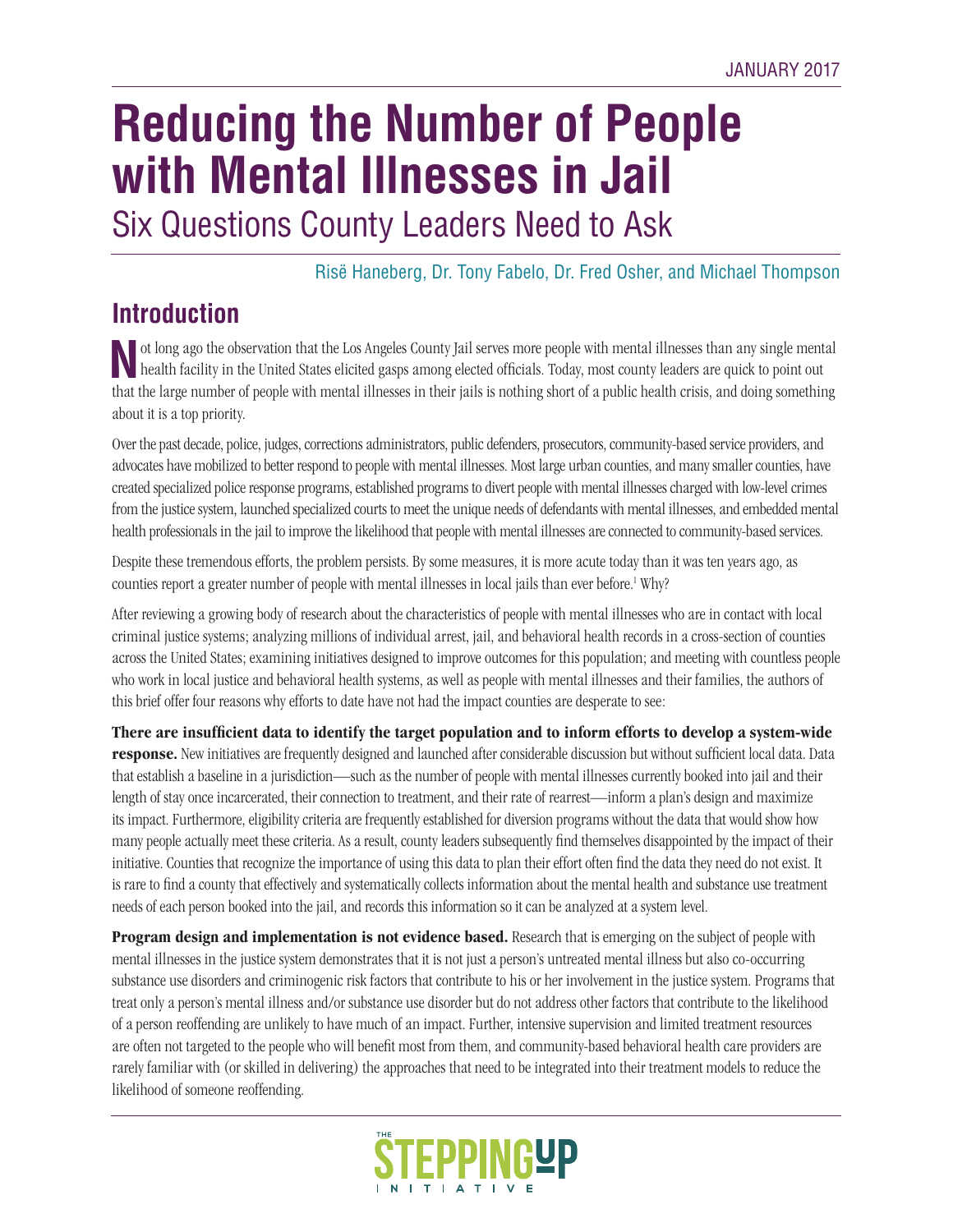JANUARY 2017

# Reducing the Number of People with Mental Illnesses in Jail

## Six Questions County Leaders Need to Ask

Risë Haneberg, Dr. Tony Fabelo, Dr. Fred Osher, and Michael Thompson

## Introduction

Not long ago the observation that the Los Angeles County Jail serves more people with mental illnesses than any single mental health facility in the United States elicited gasps among elected officials. Today, most county leaders are quick to point out that the large number of people with mental illnesses in their jails is nothing short of a public health crisis, and doing something about it is a top priority.

Over the past decade, police, judges, corrections administrators, public defenders, prosecutors, community-based service providers, and advocates have mobilized to better respond to people with mental illnesses. Most large urban counties, and many smaller counties, have created specialized police response programs, established programs to divert people with mental illnesses charged with low-level crimes from the justice system, launched specialized courts to meet the unique needs of defendants with mental illnesses, and embedded mental health professionals in the jail to improve the likelihood that people with mental illnesses are connected to community-based services.

Despite these tremendous efforts, the problem persists. By some measures, it is more acute today than it was ten years ago, as counties report a greater number of people with mental illnesses in local jails than ever before.[1] Why?

After reviewing a growing body of research about the characteristics of people with mental illnesses who are in contact with local criminal justice systems; analyzing millions of individual arrest, jail, and behavioral health records in a cross-section of counties across the United States; examining initiatives designed to improve outcomes for this population; and meeting with countless people who work in local justice and behavioral health systems, as well as people with mental illnesses and their families, the authors of this brief offer four reasons why efforts to date have not had the impact counties are desperate to see:

**There are insufficient data to identify the target population and to inform efforts to develop a system-wide response.** New initiatives are frequently designed and launched after considerable discussion but without sufficient local data. Data that establish a baseline in a jurisdiction—such as the number of people with mental illnesses currently booked into jail and their length of stay once incarcerated, their connection to treatment, and their rate of rearrest—inform a plan's design and maximize its impact. Furthermore, eligibility criteria are frequently established for diversion programs without the data that would show how many people actually meet these criteria. As a result, county leaders subsequently find themselves disappointed by the impact of their initiative. Counties that recognize the importance of using this data to plan their effort often find the data they need do not exist. It is rare to find a county that effectively and systematically collects information about the mental health and substance use treatment needs of each person booked into the jail, and records this information so it can be analyzed at a system level.

**Program design and implementation is not evidence based.** Research that is emerging on the subject of people with mental illnesses in the justice system demonstrates that it is not just a person's untreated mental illness but also co-occurring substance use disorders and criminogenic risk factors that contribute to his or her involvement in the justice system. Programs that treat only a person's mental illness and/or substance use disorder but do not address other factors that contribute to the likelihood of a person reoffending are unlikely to have much of an impact. Further, intensive supervision and limited treatment resources are often not targeted to the people who will benefit most from them, and community-based behavioral health care providers are rarely familiar with (or skilled in delivering) the approaches that need to be integrated into their treatment models to reduce the likelihood of someone reoffending.

THE STEPPING UP INITIATIVE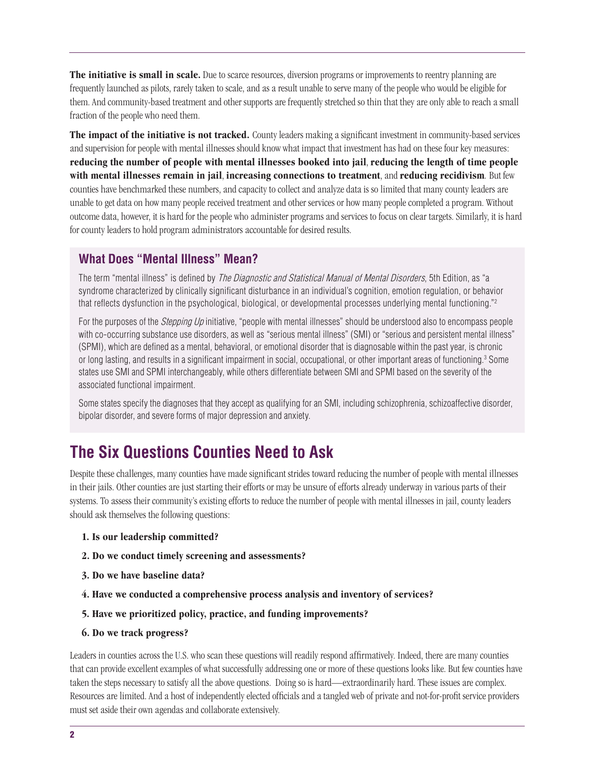**The initiative is small in scale.** Due to scarce resources, diversion programs or improvements to reentry planning are frequently launched as pilots, rarely taken to scale, and as a result unable to serve many of the people who would be eligible for them. And community-based treatment and other supports are frequently stretched so thin that they are only able to reach a small fraction of the people who need them.

**The impact of the initiative is not tracked.** County leaders making a significant investment in community-based services and supervision for people with mental illnesses should know what impact that investment has had on these four key measures: **reducing the number of people with mental illnesses booked into jail**, **reducing the length of time people with mental illnesses remain in jail**, **increasing connections to treatment**, and **reducing recidivism**. But few counties have benchmarked these numbers, and capacity to collect and analyze data is so limited that many county leaders are unable to get data on how many people received treatment and other services or how many people completed a program. Without outcome data, however, it is hard for the people who administer programs and services to focus on clear targets. Similarly, it is hard for county leaders to hold program administrators accountable for desired results.

### What Does "Mental Illness" Mean?

The term "mental illness" is defined by *The Diagnostic and Statistical Manual of Mental Disorders*, 5th Edition, as "a syndrome characterized by clinically significant disturbance in an individual's cognition, emotion regulation, or behavior that reflects dysfunction in the psychological, biological, or developmental processes underlying mental functioning."[2]

For the purposes of the *Stepping Up* initiative, "people with mental illnesses" should be understood also to encompass people with co-occurring substance use disorders, as well as "serious mental illness" (SMI) or "serious and persistent mental illness" (SPMI), which are defined as a mental, behavioral, or emotional disorder that is diagnosable within the past year, is chronic or long lasting, and results in a significant impairment in social, occupational, or other important areas of functioning.[3] Some states use SMI and SPMI interchangeably, while others differentiate between SMI and SPMI based on the severity of the associated functional impairment.

Some states specify the diagnoses that they accept as qualifying for an SMI, including schizophrenia, schizoaffective disorder, bipolar disorder, and severe forms of major depression and anxiety.

## The Six Questions Counties Need to Ask

Despite these challenges, many counties have made significant strides toward reducing the number of people with mental illnesses in their jails. Other counties are just starting their efforts or may be unsure of efforts already underway in various parts of their systems. To assess their community's existing efforts to reduce the number of people with mental illnesses in jail, county leaders should ask themselves the following questions:

1. **Is our leadership committed?**
2. **Do we conduct timely screening and assessments?**
3. **Do we have baseline data?**
4. **Have we conducted a comprehensive process analysis and inventory of services?**
5. **Have we prioritized policy, practice, and funding improvements?**
6. **Do we track progress?**

Leaders in counties across the U.S. who scan these questions will readily respond affirmatively. Indeed, there are many counties that can provide excellent examples of what successfully addressing one or more of these questions looks like. But few counties have taken the steps necessary to satisfy all the above questions. Doing so is hard—extraordinarily hard. These issues are complex. Resources are limited. And a host of independently elected officials and a tangled web of private and not-for-profit service providers must set aside their own agendas and collaborate extensively.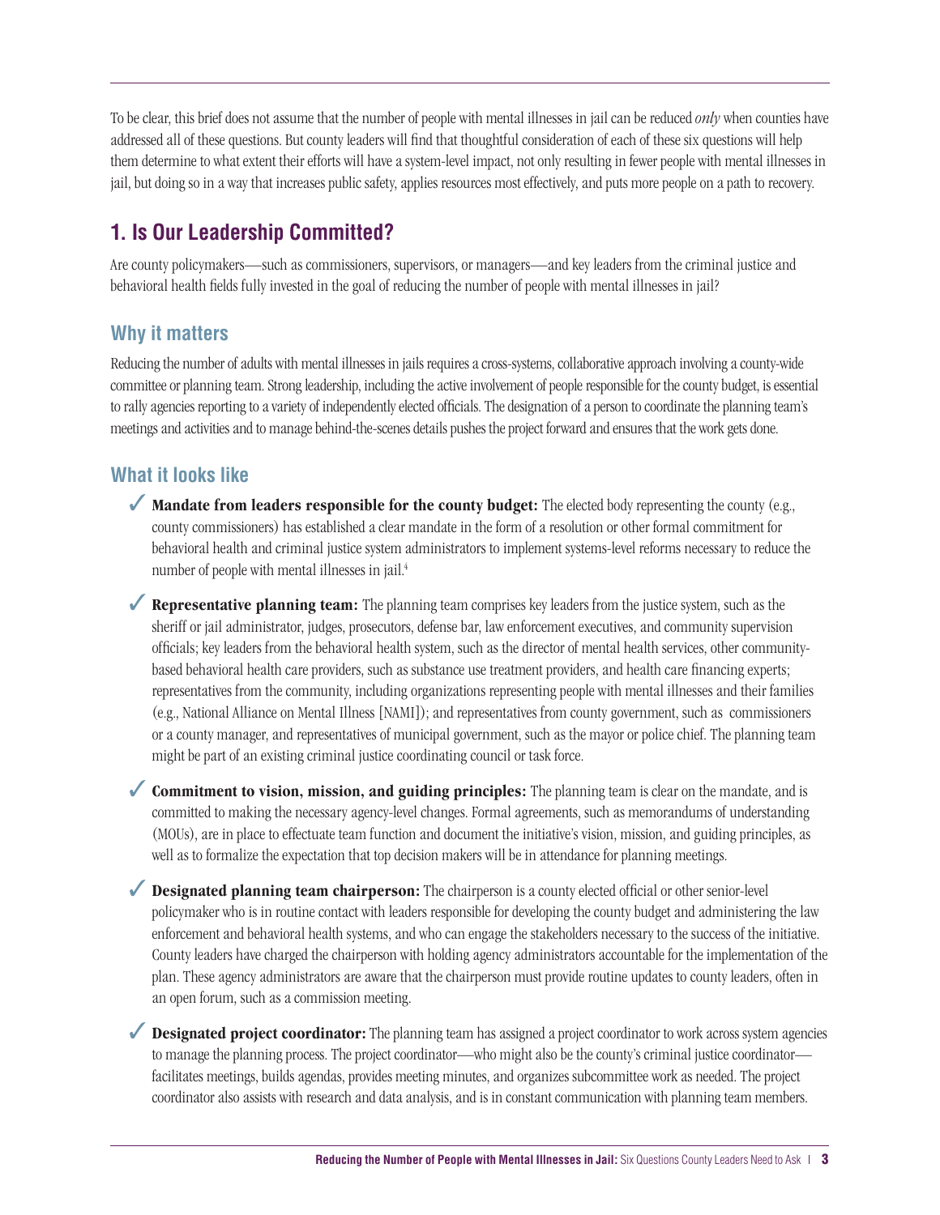To be clear, this brief does not assume that the number of people with mental illnesses in jail can be reduced *only* when counties have addressed all of these questions. But county leaders will find that thoughtful consideration of each of these six questions will help them determine to what extent their efforts will have a system-level impact, not only resulting in fewer people with mental illnesses in jail, but doing so in a way that increases public safety, applies resources most effectively, and puts more people on a path to recovery.

## 1. Is Our Leadership Committed?

Are county policymakers—such as commissioners, supervisors, or managers—and key leaders from the criminal justice and behavioral health fields fully invested in the goal of reducing the number of people with mental illnesses in jail?

### Why it matters

Reducing the number of adults with mental illnesses in jails requires a cross-systems, collaborative approach involving a county-wide committee or planning team. Strong leadership, including the active involvement of people responsible for the county budget, is essential to rally agencies reporting to a variety of independently elected officials. The designation of a person to coordinate the planning team's meetings and activities and to manage behind-the-scenes details pushes the project forward and ensures that the work gets done.

### What it looks like

- ✓ **Mandate from leaders responsible for the county budget:** The elected body representing the county (e.g., county commissioners) has established a clear mandate in the form of a resolution or other formal commitment for behavioral health and criminal justice system administrators to implement systems-level reforms necessary to reduce the number of people with mental illnesses in jail.[4]

- ✓ **Representative planning team:** The planning team comprises key leaders from the justice system, such as the sheriff or jail administrator, judges, prosecutors, defense bar, law enforcement executives, and community supervision officials; key leaders from the behavioral health system, such as the director of mental health services, other community-based behavioral health care providers, such as substance use treatment providers, and health care financing experts; representatives from the community, including organizations representing people with mental illnesses and their families (e.g., National Alliance on Mental Illness [NAMI]); and representatives from county government, such as commissioners or a county manager, and representatives of municipal government, such as the mayor or police chief. The planning team might be part of an existing criminal justice coordinating council or task force.

- ✓ **Commitment to vision, mission, and guiding principles:** The planning team is clear on the mandate, and is committed to making the necessary agency-level changes. Formal agreements, such as memorandums of understanding (MOUs), are in place to effectuate team function and document the initiative's vision, mission, and guiding principles, as well as to formalize the expectation that top decision makers will be in attendance for planning meetings.

- ✓ **Designated planning team chairperson:** The chairperson is a county elected official or other senior-level policymaker who is in routine contact with leaders responsible for developing the county budget and administering the law enforcement and behavioral health systems, and who can engage the stakeholders necessary to the success of the initiative. County leaders have charged the chairperson with holding agency administrators accountable for the implementation of the plan. These agency administrators are aware that the chairperson must provide routine updates to county leaders, often in an open forum, such as a commission meeting.

- ✓ **Designated project coordinator:** The planning team has assigned a project coordinator to work across system agencies to manage the planning process. The project coordinator—who might also be the county's criminal justice coordinator—facilitates meetings, builds agendas, provides meeting minutes, and organizes subcommittee work as needed. The project coordinator also assists with research and data analysis, and is in constant communication with planning team members.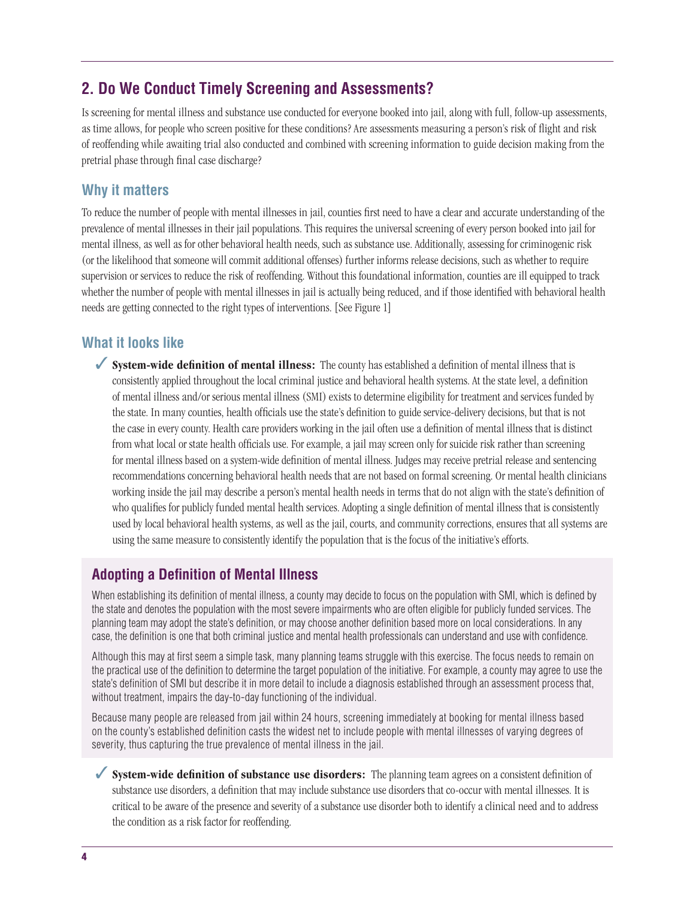## 2. Do We Conduct Timely Screening and Assessments?

Is screening for mental illness and substance use conducted for everyone booked into jail, along with full, follow-up assessments, as time allows, for people who screen positive for these conditions? Are assessments measuring a person's risk of flight and risk of reoffending while awaiting trial also conducted and combined with screening information to guide decision making from the pretrial phase through final case discharge?

### Why it matters

To reduce the number of people with mental illnesses in jail, counties first need to have a clear and accurate understanding of the prevalence of mental illnesses in their jail populations. This requires the universal screening of every person booked into jail for mental illness, as well as for other behavioral health needs, such as substance use. Additionally, assessing for criminogenic risk (or the likelihood that someone will commit additional offenses) further informs release decisions, such as whether to require supervision or services to reduce the risk of reoffending. Without this foundational information, counties are ill equipped to track whether the number of people with mental illnesses in jail is actually being reduced, and if those identified with behavioral health needs are getting connected to the right types of interventions. [See Figure 1]

### What it looks like

✓ **System-wide definition of mental illness:** The county has established a definition of mental illness that is consistently applied throughout the local criminal justice and behavioral health systems. At the state level, a definition of mental illness and/or serious mental illness (SMI) exists to determine eligibility for treatment and services funded by the state. In many counties, health officials use the state's definition to guide service-delivery decisions, but that is not the case in every county. Health care providers working in the jail often use a definition of mental illness that is distinct from what local or state health officials use. For example, a jail may screen only for suicide risk rather than screening for mental illness based on a system-wide definition of mental illness. Judges may receive pretrial release and sentencing recommendations concerning behavioral health needs that are not based on formal screening. Or mental health clinicians working inside the jail may describe a person's mental health needs in terms that do not align with the state's definition of who qualifies for publicly funded mental health services. Adopting a single definition of mental illness that is consistently used by local behavioral health systems, as well as the jail, courts, and community corrections, ensures that all systems are using the same measure to consistently identify the population that is the focus of the initiative's efforts.

### Adopting a Definition of Mental Illness

When establishing its definition of mental illness, a county may decide to focus on the population with SMI, which is defined by the state and denotes the population with the most severe impairments who are often eligible for publicly funded services. The planning team may adopt the state's definition, or may choose another definition based more on local considerations. In any case, the definition is one that both criminal justice and mental health professionals can understand and use with confidence.

Although this may at first seem a simple task, many planning teams struggle with this exercise. The focus needs to remain on the practical use of the definition to determine the target population of the initiative. For example, a county may agree to use the state's definition of SMI but describe it in more detail to include a diagnosis established through an assessment process that, without treatment, impairs the day-to-day functioning of the individual.

Because many people are released from jail within 24 hours, screening immediately at booking for mental illness based on the county's established definition casts the widest net to include people with mental illnesses of varying degrees of severity, thus capturing the true prevalence of mental illness in the jail.

✓ **System-wide definition of substance use disorders:** The planning team agrees on a consistent definition of substance use disorders, a definition that may include substance use disorders that co-occur with mental illnesses. It is critical to be aware of the presence and severity of a substance use disorder both to identify a clinical need and to address the condition as a risk factor for reoffending.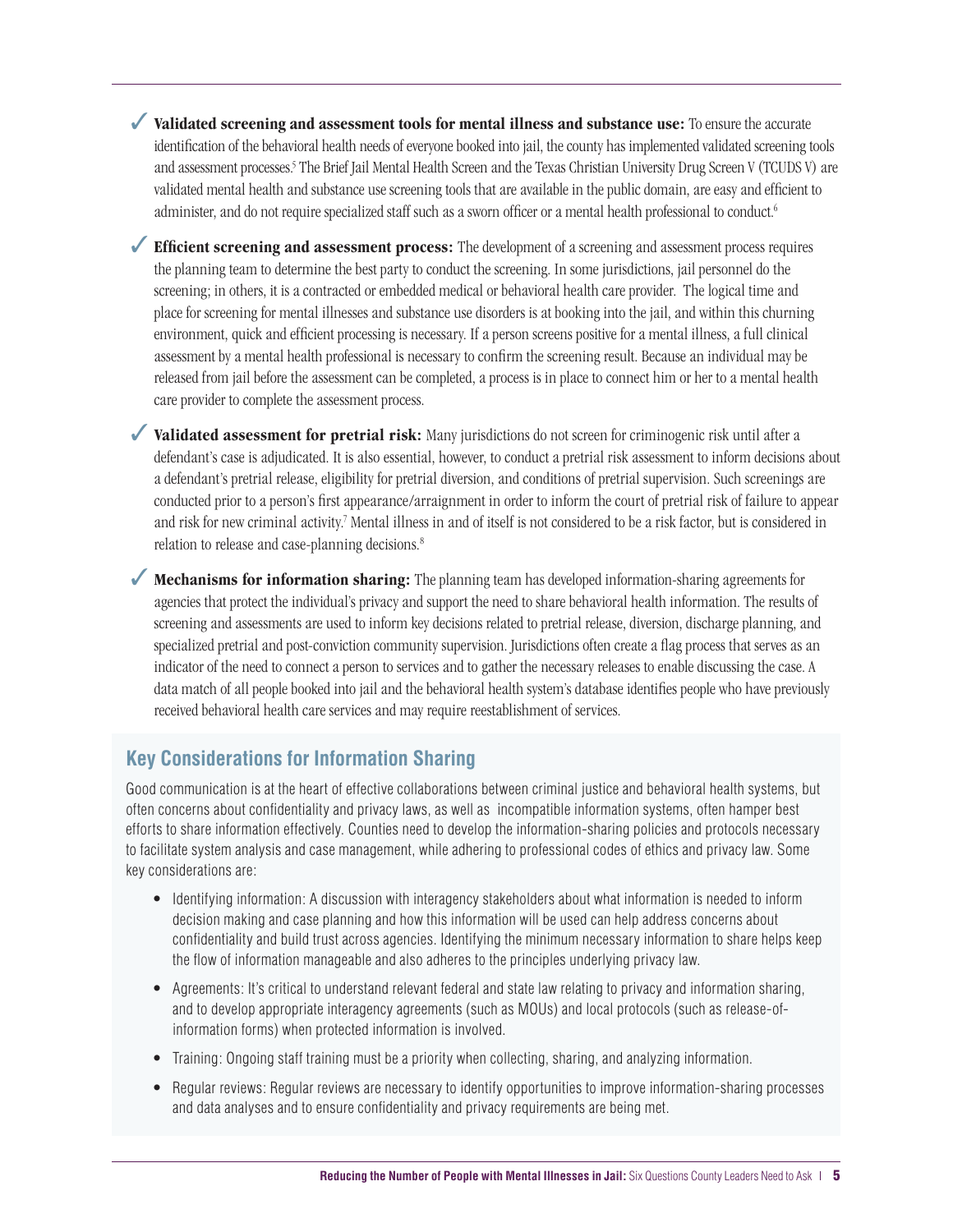✓ **Validated screening and assessment tools for mental illness and substance use:** To ensure the accurate identification of the behavioral health needs of everyone booked into jail, the county has implemented validated screening tools and assessment processes.[5] The Brief Jail Mental Health Screen and the Texas Christian University Drug Screen V (TCUDS V) are validated mental health and substance use screening tools that are available in the public domain, are easy and efficient to administer, and do not require specialized staff such as a sworn officer or a mental health professional to conduct.[6]

✓ **Efficient screening and assessment process:** The development of a screening and assessment process requires the planning team to determine the best party to conduct the screening. In some jurisdictions, jail personnel do the screening; in others, it is a contracted or embedded medical or behavioral health care provider. The logical time and place for screening for mental illnesses and substance use disorders is at booking into the jail, and within this churning environment, quick and efficient processing is necessary. If a person screens positive for a mental illness, a full clinical assessment by a mental health professional is necessary to confirm the screening result. Because an individual may be released from jail before the assessment can be completed, a process is in place to connect him or her to a mental health care provider to complete the assessment process.

✓ **Validated assessment for pretrial risk:** Many jurisdictions do not screen for criminogenic risk until after a defendant's case is adjudicated. It is also essential, however, to conduct a pretrial risk assessment to inform decisions about a defendant's pretrial release, eligibility for pretrial diversion, and conditions of pretrial supervision. Such screenings are conducted prior to a person's first appearance/arraignment in order to inform the court of pretrial risk of failure to appear and risk for new criminal activity.[7] Mental illness in and of itself is not considered to be a risk factor, but is considered in relation to release and case-planning decisions.[8]

✓ **Mechanisms for information sharing:** The planning team has developed information-sharing agreements for agencies that protect the individual's privacy and support the need to share behavioral health information. The results of screening and assessments are used to inform key decisions related to pretrial release, diversion, discharge planning, and specialized pretrial and post-conviction community supervision. Jurisdictions often create a flag process that serves as an indicator of the need to connect a person to services and to gather the necessary releases to enable discussing the case. A data match of all people booked into jail and the behavioral health system's database identifies people who have previously received behavioral health care services and may require reestablishment of services.

## Key Considerations for Information Sharing

Good communication is at the heart of effective collaborations between criminal justice and behavioral health systems, but often concerns about confidentiality and privacy laws, as well as incompatible information systems, often hamper best efforts to share information effectively. Counties need to develop the information-sharing policies and protocols necessary to facilitate system analysis and case management, while adhering to professional codes of ethics and privacy law. Some key considerations are:

- Identifying information: A discussion with interagency stakeholders about what information is needed to inform decision making and case planning and how this information will be used can help address concerns about confidentiality and build trust across agencies. Identifying the minimum necessary information to share helps keep the flow of information manageable and also adheres to the principles underlying privacy law.
- Agreements: It's critical to understand relevant federal and state law relating to privacy and information sharing, and to develop appropriate interagency agreements (such as MOUs) and local protocols (such as release-of-information forms) when protected information is involved.
- Training: Ongoing staff training must be a priority when collecting, sharing, and analyzing information.
- Regular reviews: Regular reviews are necessary to identify opportunities to improve information-sharing processes and data analyses and to ensure confidentiality and privacy requirements are being met.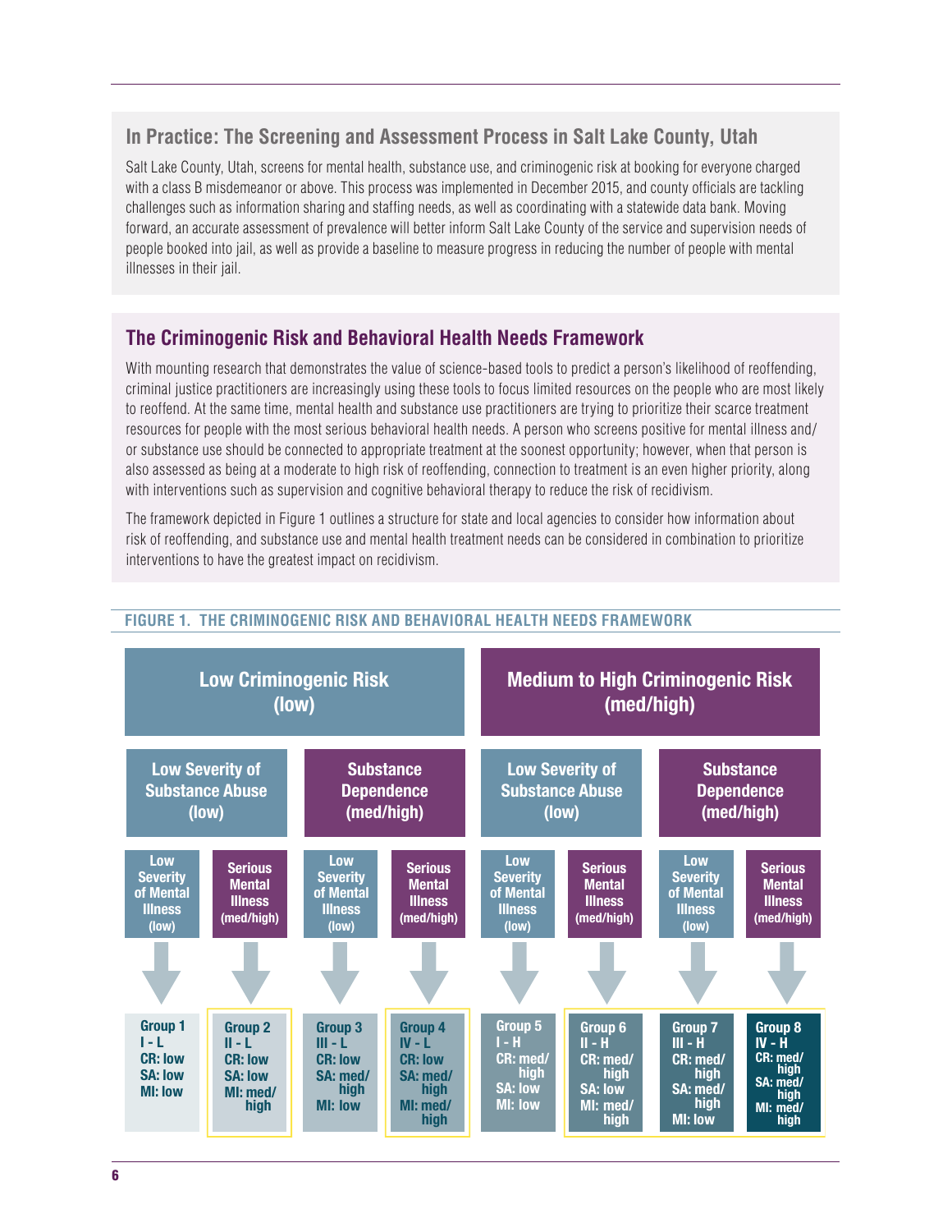## In Practice: The Screening and Assessment Process in Salt Lake County, Utah

Salt Lake County, Utah, screens for mental health, substance use, and criminogenic risk at booking for everyone charged with a class B misdemeanor or above. This process was implemented in December 2015, and county officials are tackling challenges such as information sharing and staffing needs, as well as coordinating with a statewide data bank. Moving forward, an accurate assessment of prevalence will better inform Salt Lake County of the service and supervision needs of people booked into jail, as well as provide a baseline to measure progress in reducing the number of people with mental illnesses in their jail.

## The Criminogenic Risk and Behavioral Health Needs Framework

With mounting research that demonstrates the value of science-based tools to predict a person's likelihood of reoffending, criminal justice practitioners are increasingly using these tools to focus limited resources on the people who are most likely to reoffend. At the same time, mental health and substance use practitioners are trying to prioritize their scarce treatment resources for people with the most serious behavioral health needs. A person who screens positive for mental illness and/or substance use should be connected to appropriate treatment at the soonest opportunity; however, when that person is also assessed as being at a moderate to high risk of reoffending, connection to treatment is an even higher priority, along with interventions such as supervision and cognitive behavioral therapy to reduce the risk of recidivism.

The framework depicted in Figure 1 outlines a structure for state and local agencies to consider how information about risk of reoffending, and substance use and mental health treatment needs can be considered in combination to prioritize interventions to have the greatest impact on recidivism.

**FIGURE 1. THE CRIMINOGENIC RISK AND BEHAVIORAL HEALTH NEEDS FRAMEWORK**

| Low Criminogenic Risk (low) | | | | Medium to High Criminogenic Risk (med/high) | | | |
|---|---|---|---|---|---|---|---|
| Low Severity of Substance Abuse (low) | | Substance Dependence (med/high) | | Low Severity of Substance Abuse (low) | | Substance Dependence (med/high) | |
| Low Severity of Mental Illness (low) | Serious Mental Illness (med/high) | Low Severity of Mental Illness (low) | Serious Mental Illness (med/high) | Low Severity of Mental Illness (low) | Serious Mental Illness (med/high) | Low Severity of Mental Illness (low) | Serious Mental Illness (med/high) |
| Group 1<br>I - L<br>CR: low<br>SA: low<br>MI: low | Group 2<br>II - L<br>CR: low<br>SA: low<br>MI: med/high | Group 3<br>III - L<br>CR: low<br>SA: med/high<br>MI: low | Group 4<br>IV - L<br>CR: low<br>SA: med/high<br>MI: med/high | Group 5<br>I - H<br>CR: med/high<br>SA: low<br>MI: low | Group 6<br>II - H<br>CR: med/high<br>SA: low<br>MI: med/high | Group 7<br>III - H<br>CR: med/high<br>SA: med/high<br>MI: low | Group 8<br>IV - H<br>CR: med/high<br>SA: med/high<br>MI: med/high |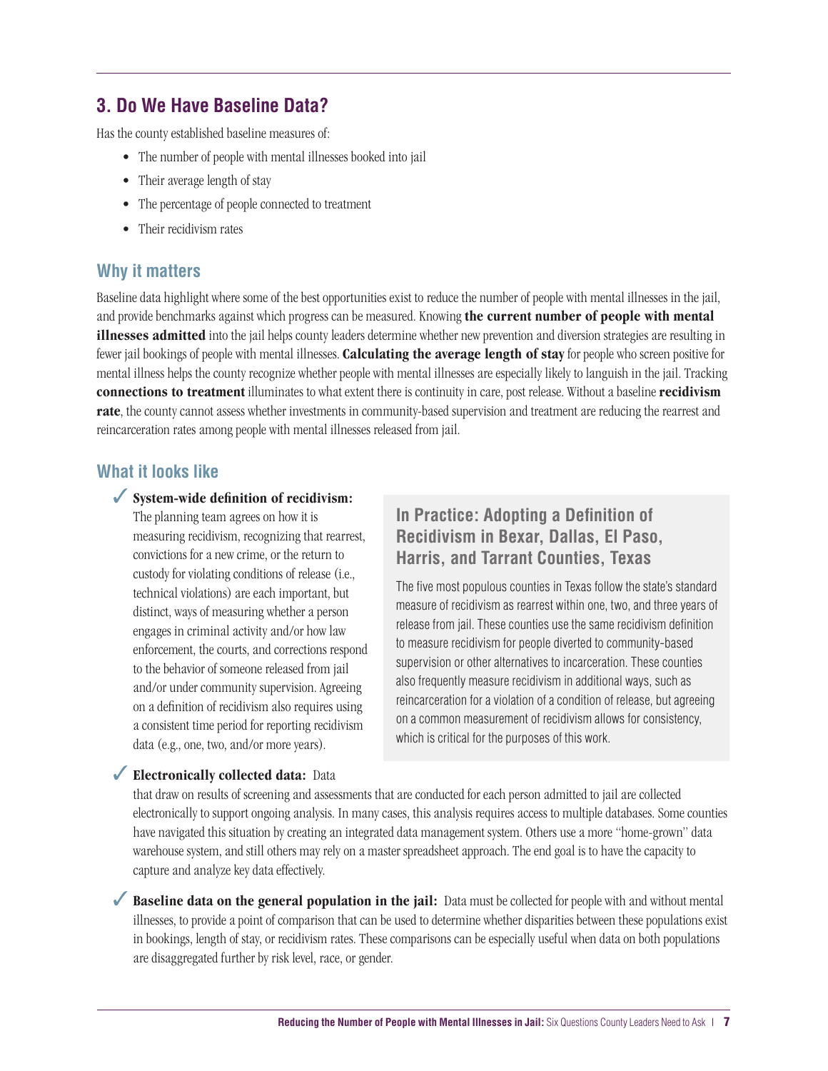## 3. Do We Have Baseline Data?

Has the county established baseline measures of:

- The number of people with mental illnesses booked into jail
- Their average length of stay
- The percentage of people connected to treatment
- Their recidivism rates

### Why it matters

Baseline data highlight where some of the best opportunities exist to reduce the number of people with mental illnesses in the jail, and provide benchmarks against which progress can be measured. Knowing **the current number of people with mental illnesses admitted** into the jail helps county leaders determine whether new prevention and diversion strategies are resulting in fewer jail bookings of people with mental illnesses. **Calculating the average length of stay** for people who screen positive for mental illness helps the county recognize whether people with mental illnesses are especially likely to languish in the jail. Tracking **connections to treatment** illuminates to what extent there is continuity in care, post release. Without a baseline **recidivism rate**, the county cannot assess whether investments in community-based supervision and treatment are reducing the rearrest and reincarceration rates among people with mental illnesses released from jail.

### What it looks like

✓ **System-wide definition of recidivism:** The planning team agrees on how it is measuring recidivism, recognizing that rearrest, convictions for a new crime, or the return to custody for violating conditions of release (i.e., technical violations) are each important, but distinct, ways of measuring whether a person engages in criminal activity and/or how law enforcement, the courts, and corrections respond to the behavior of someone released from jail and/or under community supervision. Agreeing on a definition of recidivism also requires using a consistent time period for reporting recidivism data (e.g., one, two, and/or more years).

> #### In Practice: Adopting a Definition of Recidivism in Bexar, Dallas, El Paso, Harris, and Tarrant Counties, Texas
>
> The five most populous counties in Texas follow the state's standard measure of recidivism as rearrest within one, two, and three years of release from jail. These counties use the same recidivism definition to measure recidivism for people diverted to community-based supervision or other alternatives to incarceration. These counties also frequently measure recidivism in additional ways, such as reincarceration for a violation of a condition of release, but agreeing on a common measurement of recidivism allows for consistency, which is critical for the purposes of this work.

✓ **Electronically collected data:** Data that draw on results of screening and assessments that are conducted for each person admitted to jail are collected electronically to support ongoing analysis. In many cases, this analysis requires access to multiple databases. Some counties have navigated this situation by creating an integrated data management system. Others use a more "home-grown" data warehouse system, and still others may rely on a master spreadsheet approach. The end goal is to have the capacity to capture and analyze key data effectively.

✓ **Baseline data on the general population in the jail:** Data must be collected for people with and without mental illnesses, to provide a point of comparison that can be used to determine whether disparities between these populations exist in bookings, length of stay, or recidivism rates. These comparisons can be especially useful when data on both populations are disaggregated further by risk level, race, or gender.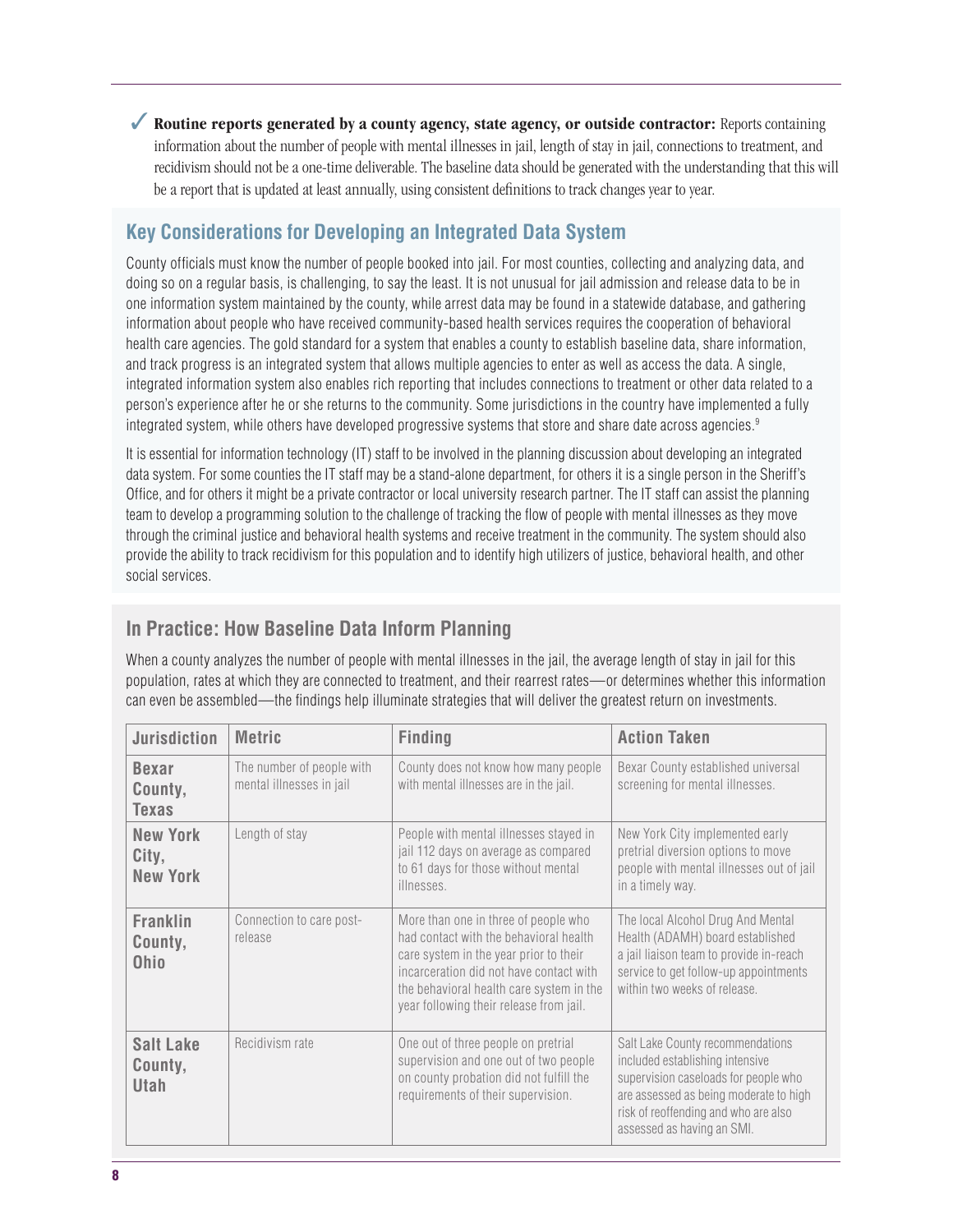✓ **Routine reports generated by a county agency, state agency, or outside contractor:** Reports containing information about the number of people with mental illnesses in jail, length of stay in jail, connections to treatment, and recidivism should not be a one-time deliverable. The baseline data should be generated with the understanding that this will be a report that is updated at least annually, using consistent definitions to track changes year to year.

## Key Considerations for Developing an Integrated Data System

County officials must know the number of people booked into jail. For most counties, collecting and analyzing data, and doing so on a regular basis, is challenging, to say the least. It is not unusual for jail admission and release data to be in one information system maintained by the county, while arrest data may be found in a statewide database, and gathering information about people who have received community-based health services requires the cooperation of behavioral health care agencies. The gold standard for a system that enables a county to establish baseline data, share information, and track progress is an integrated system that allows multiple agencies to enter as well as access the data. A single, integrated information system also enables rich reporting that includes connections to treatment or other data related to a person's experience after he or she returns to the community. Some jurisdictions in the country have implemented a fully integrated system, while others have developed progressive systems that store and share date across agencies.[9]

It is essential for information technology (IT) staff to be involved in the planning discussion about developing an integrated data system. For some counties the IT staff may be a stand-alone department, for others it is a single person in the Sheriff's Office, and for others it might be a private contractor or local university research partner. The IT staff can assist the planning team to develop a programming solution to the challenge of tracking the flow of people with mental illnesses as they move through the criminal justice and behavioral health systems and receive treatment in the community. The system should also provide the ability to track recidivism for this population and to identify high utilizers of justice, behavioral health, and other social services.

## In Practice: How Baseline Data Inform Planning

When a county analyzes the number of people with mental illnesses in the jail, the average length of stay in jail for this population, rates at which they are connected to treatment, and their rearrest rates—or determines whether this information can even be assembled—the findings help illuminate strategies that will deliver the greatest return on investments.

| Jurisdiction | Metric | Finding | Action Taken |
|---|---|---|---|
| **Bexar County, Texas** | The number of people with mental illnesses in jail | County does not know how many people with mental illnesses are in the jail. | Bexar County established universal screening for mental illnesses. |
| **New York City, New York** | Length of stay | People with mental illnesses stayed in jail 112 days on average as compared to 61 days for those without mental illnesses. | New York City implemented early pretrial diversion options to move people with mental illnesses out of jail in a timely way. |
| **Franklin County, Ohio** | Connection to care post-release | More than one in three of people who had contact with the behavioral health care system in the year prior to their incarceration did not have contact with the behavioral health care system in the year following their release from jail. | The local Alcohol Drug And Mental Health (ADAMH) board established a jail liaison team to provide in-reach service to get follow-up appointments within two weeks of release. |
| **Salt Lake County, Utah** | Recidivism rate | One out of three people on pretrial supervision and one out of two people on county probation did not fulfill the requirements of their supervision. | Salt Lake County recommendations included establishing intensive supervision caseloads for people who are assessed as being moderate to high risk of reoffending and who are also assessed as having an SMI. |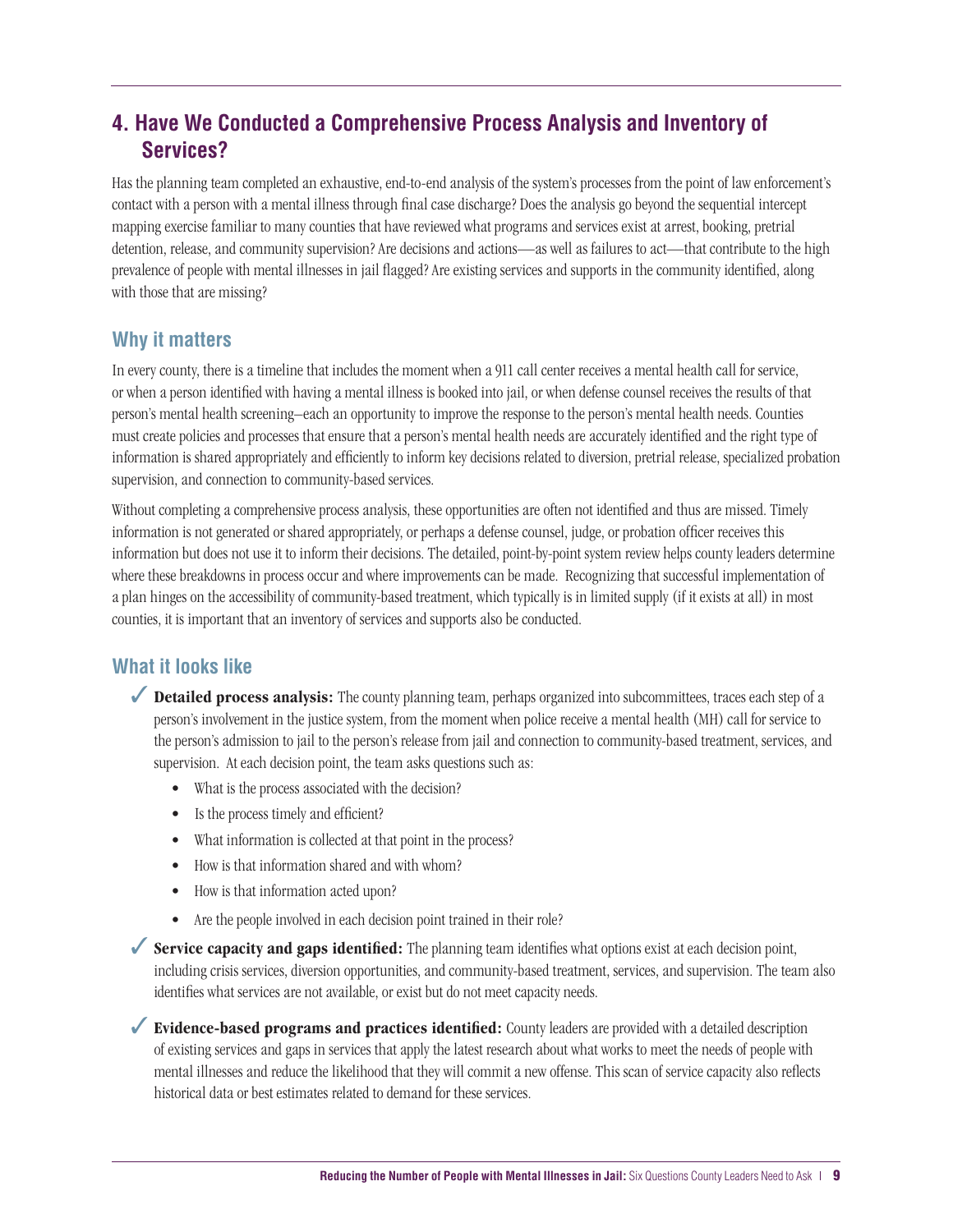## 4. Have We Conducted a Comprehensive Process Analysis and Inventory of Services?

Has the planning team completed an exhaustive, end-to-end analysis of the system's processes from the point of law enforcement's contact with a person with a mental illness through final case discharge? Does the analysis go beyond the sequential intercept mapping exercise familiar to many counties that have reviewed what programs and services exist at arrest, booking, pretrial detention, release, and community supervision? Are decisions and actions—as well as failures to act—that contribute to the high prevalence of people with mental illnesses in jail flagged? Are existing services and supports in the community identified, along with those that are missing?

### Why it matters

In every county, there is a timeline that includes the moment when a 911 call center receives a mental health call for service, or when a person identified with having a mental illness is booked into jail, or when defense counsel receives the results of that person's mental health screening–each an opportunity to improve the response to the person's mental health needs. Counties must create policies and processes that ensure that a person's mental health needs are accurately identified and the right type of information is shared appropriately and efficiently to inform key decisions related to diversion, pretrial release, specialized probation supervision, and connection to community-based services.

Without completing a comprehensive process analysis, these opportunities are often not identified and thus are missed. Timely information is not generated or shared appropriately, or perhaps a defense counsel, judge, or probation officer receives this information but does not use it to inform their decisions. The detailed, point-by-point system review helps county leaders determine where these breakdowns in process occur and where improvements can be made. Recognizing that successful implementation of a plan hinges on the accessibility of community-based treatment, which typically is in limited supply (if it exists at all) in most counties, it is important that an inventory of services and supports also be conducted.

### What it looks like

✓ **Detailed process analysis:** The county planning team, perhaps organized into subcommittees, traces each step of a person's involvement in the justice system, from the moment when police receive a mental health (MH) call for service to the person's admission to jail to the person's release from jail and connection to community-based treatment, services, and supervision. At each decision point, the team asks questions such as:

- What is the process associated with the decision?
- Is the process timely and efficient?
- What information is collected at that point in the process?
- How is that information shared and with whom?
- How is that information acted upon?
- Are the people involved in each decision point trained in their role?

✓ **Service capacity and gaps identified:** The planning team identifies what options exist at each decision point, including crisis services, diversion opportunities, and community-based treatment, services, and supervision. The team also identifies what services are not available, or exist but do not meet capacity needs.

✓ **Evidence-based programs and practices identified:** County leaders are provided with a detailed description of existing services and gaps in services that apply the latest research about what works to meet the needs of people with mental illnesses and reduce the likelihood that they will commit a new offense. This scan of service capacity also reflects historical data or best estimates related to demand for these services.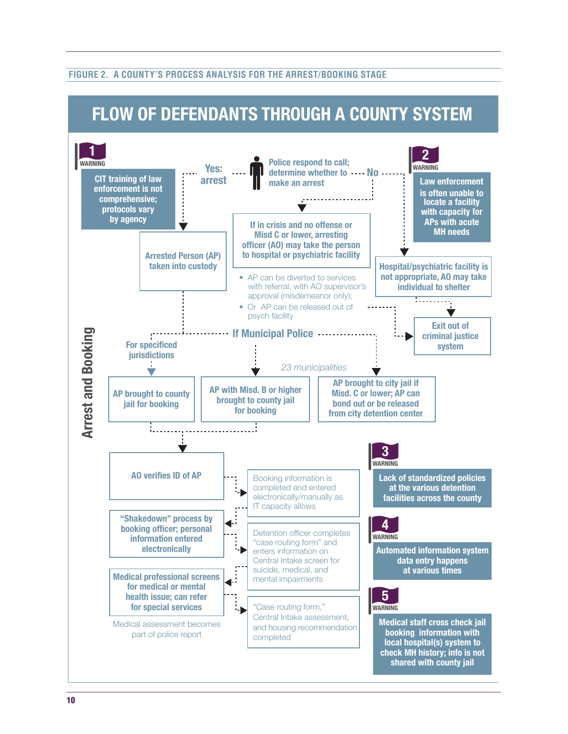FIGURE 2. A COUNTY'S PROCESS ANALYSIS FOR THE ARREST/BOOKING STAGE

# FLOW OF DEFENDANTS THROUGH A COUNTY SYSTEM

**Arrest and Booking**

Police respond to call; determine whether to make an arrest

**Yes: arrest**

**No**

**1 WARNING** — CIT training of law enforcement is not comprehensive; protocols vary by agency

**2 WARNING** — Law enforcement is often unable to locate a facility with capacity for APs with acute MH needs

Arrested Person (AP) taken into custody

If in crisis and no offense or Misd C or lower, arresting officer (AO) may take the person to hospital or psychiatric facility

- AP can be diverted to services with referral, with AO supervisor's approval (misdemeanor only);
- Or AP can be released out of psych facility

Hospital/psychiatric facility is not appropriate, AO may take individual to shelter

Exit out of criminal justice system

If Municipal Police

For specificed jurisdictions

*23 municipalities*

AP brought to county jail for booking

AP with Misd. B or higher brought to county jail for booking

AP brought to city jail if Misd. C or lower; AP can bond out or be released from city detention center

AO verifies ID of AP

Booking information is completed and entered electronically/manually as IT capacity allows

"Shakedown" process by booking officer; personal information entered electronically

Detention officer completes "case routing form" and enters information on Central Intake screen for suicide, medical, and mental impairments

Medical professional screens for medical or mental health issue; can refer for special services

Medical assessment becomes part of police report

"Case routing form," Central Intake assessment, and housing recommendation completed

**3 WARNING** — Lack of standardized policies at the various detention facilities across the county

**4 WARNING** — Automated information system data entry happens at various times

**5 WARNING** — Medical staff cross check jail booking information with local hospital(s) system to check MH history; info is not shared with county jail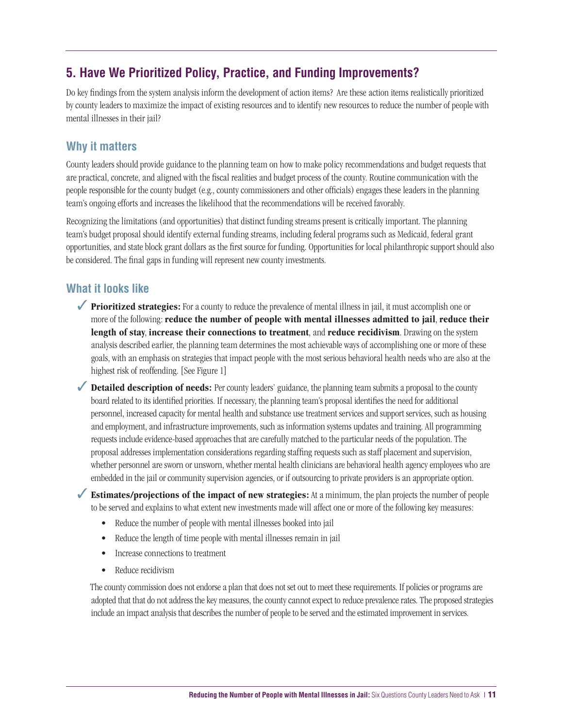## 5. Have We Prioritized Policy, Practice, and Funding Improvements?

Do key findings from the system analysis inform the development of action items? Are these action items realistically prioritized by county leaders to maximize the impact of existing resources and to identify new resources to reduce the number of people with mental illnesses in their jail?

### Why it matters

County leaders should provide guidance to the planning team on how to make policy recommendations and budget requests that are practical, concrete, and aligned with the fiscal realities and budget process of the county. Routine communication with the people responsible for the county budget (e.g., county commissioners and other officials) engages these leaders in the planning team's ongoing efforts and increases the likelihood that the recommendations will be received favorably.

Recognizing the limitations (and opportunities) that distinct funding streams present is critically important. The planning team's budget proposal should identify external funding streams, including federal programs such as Medicaid, federal grant opportunities, and state block grant dollars as the first source for funding. Opportunities for local philanthropic support should also be considered. The final gaps in funding will represent new county investments.

### What it looks like

✓ **Prioritized strategies:** For a county to reduce the prevalence of mental illness in jail, it must accomplish one or more of the following: **reduce the number of people with mental illnesses admitted to jail**, **reduce their length of stay**, **increase their connections to treatment**, and **reduce recidivism**. Drawing on the system analysis described earlier, the planning team determines the most achievable ways of accomplishing one or more of these goals, with an emphasis on strategies that impact people with the most serious behavioral health needs who are also at the highest risk of reoffending. [See Figure 1]

✓ **Detailed description of needs:** Per county leaders' guidance, the planning team submits a proposal to the county board related to its identified priorities. If necessary, the planning team's proposal identifies the need for additional personnel, increased capacity for mental health and substance use treatment services and support services, such as housing and employment, and infrastructure improvements, such as information systems updates and training. All programming requests include evidence-based approaches that are carefully matched to the particular needs of the population. The proposal addresses implementation considerations regarding staffing requests such as staff placement and supervision, whether personnel are sworn or unsworn, whether mental health clinicians are behavioral health agency employees who are embedded in the jail or community supervision agencies, or if outsourcing to private providers is an appropriate option.

✓ **Estimates/projections of the impact of new strategies:** At a minimum, the plan projects the number of people to be served and explains to what extent new investments made will affect one or more of the following key measures:

- Reduce the number of people with mental illnesses booked into jail
- Reduce the length of time people with mental illnesses remain in jail
- Increase connections to treatment
- Reduce recidivism

The county commission does not endorse a plan that does not set out to meet these requirements. If policies or programs are adopted that that do not address the key measures, the county cannot expect to reduce prevalence rates. The proposed strategies include an impact analysis that describes the number of people to be served and the estimated improvement in services.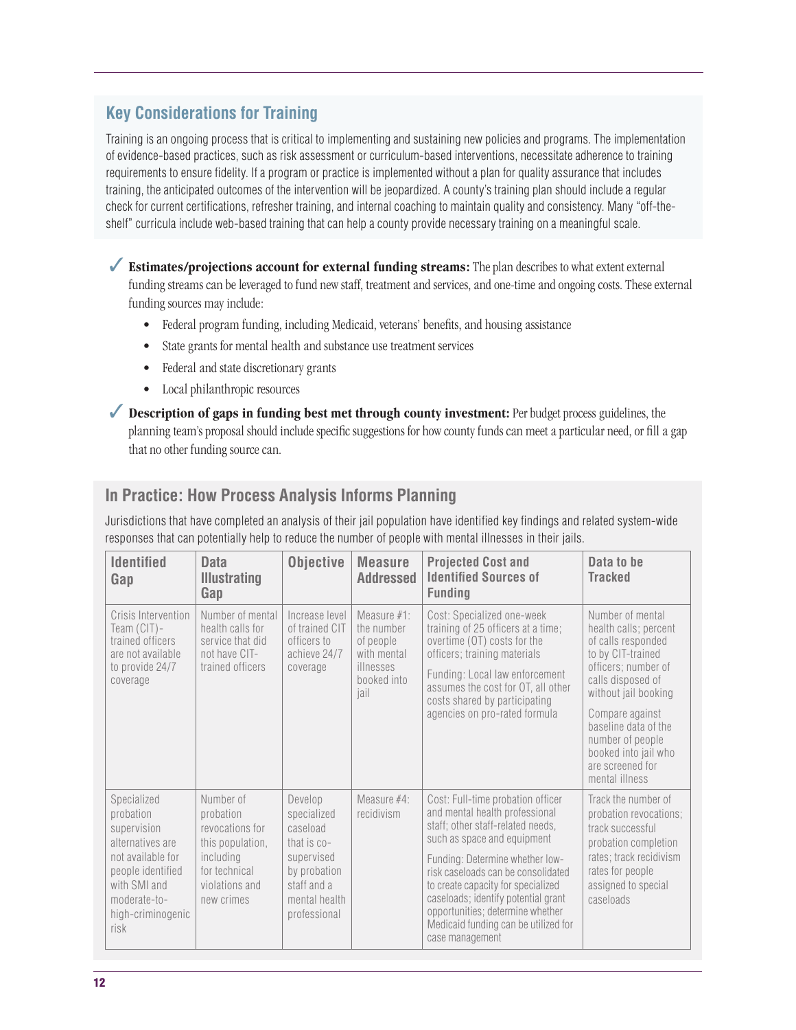## Key Considerations for Training

Training is an ongoing process that is critical to implementing and sustaining new policies and programs. The implementation of evidence-based practices, such as risk assessment or curriculum-based interventions, necessitate adherence to training requirements to ensure fidelity. If a program or practice is implemented without a plan for quality assurance that includes training, the anticipated outcomes of the intervention will be jeopardized. A county's training plan should include a regular check for current certifications, refresher training, and internal coaching to maintain quality and consistency. Many "off-the-shelf" curricula include web-based training that can help a county provide necessary training on a meaningful scale.

✓ **Estimates/projections account for external funding streams:** The plan describes to what extent external funding streams can be leveraged to fund new staff, treatment and services, and one-time and ongoing costs. These external funding sources may include:

- Federal program funding, including Medicaid, veterans' benefits, and housing assistance
- State grants for mental health and substance use treatment services
- Federal and state discretionary grants
- Local philanthropic resources

✓ **Description of gaps in funding best met through county investment:** Per budget process guidelines, the planning team's proposal should include specific suggestions for how county funds can meet a particular need, or fill a gap that no other funding source can.

## In Practice: How Process Analysis Informs Planning

Jurisdictions that have completed an analysis of their jail population have identified key findings and related system-wide responses that can potentially help to reduce the number of people with mental illnesses in their jails.

| Identified Gap | Data Illustrating Gap | Objective | Measure Addressed | Projected Cost and Identified Sources of Funding | Data to be Tracked |
|---|---|---|---|---|---|
| Crisis Intervention Team (CIT)-trained officers are not available to provide 24/7 coverage | Number of mental health calls for service that did not have CIT-trained officers | Increase level of trained CIT officers to achieve 24/7 coverage | Measure #1: the number of people with mental illnesses booked into jail | Cost: Specialized one-week training of 25 officers at a time; overtime (OT) costs for the officers; training materials<br><br>Funding: Local law enforcement assumes the cost for OT, all other costs shared by participating agencies on pro-rated formula | Number of mental health calls; percent of calls responded to by CIT-trained officers; number of calls disposed of without jail booking<br><br>Compare against baseline data of the number of people booked into jail who are screened for mental illness |
| Specialized probation supervision alternatives are not available for people identified with SMI and moderate-to-high-criminogenic risk | Number of probation revocations for this population, including for technical violations and new crimes | Develop specialized caseload that is co-supervised by probation staff and a mental health professional | Measure #4: recidivism | Cost: Full-time probation officer and mental health professional staff; other staff-related needs, such as space and equipment<br><br>Funding: Determine whether low-risk caseloads can be consolidated to create capacity for specialized caseloads; identify potential grant opportunities; determine whether Medicaid funding can be utilized for case management | Track the number of probation revocations; track successful probation completion rates; track recidivism rates for people assigned to special caseloads |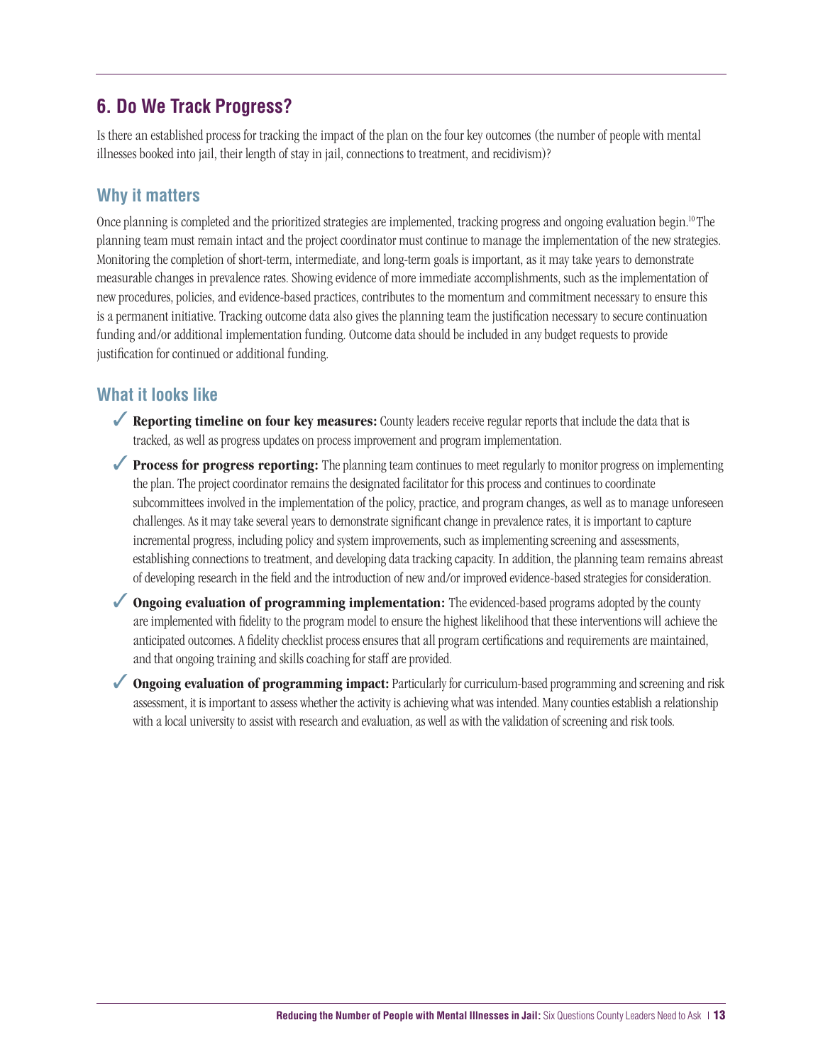## 6. Do We Track Progress?

Is there an established process for tracking the impact of the plan on the four key outcomes (the number of people with mental illnesses booked into jail, their length of stay in jail, connections to treatment, and recidivism)?

### Why it matters

Once planning is completed and the prioritized strategies are implemented, tracking progress and ongoing evaluation begin.[10] The planning team must remain intact and the project coordinator must continue to manage the implementation of the new strategies. Monitoring the completion of short-term, intermediate, and long-term goals is important, as it may take years to demonstrate measurable changes in prevalence rates. Showing evidence of more immediate accomplishments, such as the implementation of new procedures, policies, and evidence-based practices, contributes to the momentum and commitment necessary to ensure this is a permanent initiative. Tracking outcome data also gives the planning team the justification necessary to secure continuation funding and/or additional implementation funding. Outcome data should be included in any budget requests to provide justification for continued or additional funding.

### What it looks like

- ✓ **Reporting timeline on four key measures:** County leaders receive regular reports that include the data that is tracked, as well as progress updates on process improvement and program implementation.
- ✓ **Process for progress reporting:** The planning team continues to meet regularly to monitor progress on implementing the plan. The project coordinator remains the designated facilitator for this process and continues to coordinate subcommittees involved in the implementation of the policy, practice, and program changes, as well as to manage unforeseen challenges. As it may take several years to demonstrate significant change in prevalence rates, it is important to capture incremental progress, including policy and system improvements, such as implementing screening and assessments, establishing connections to treatment, and developing data tracking capacity. In addition, the planning team remains abreast of developing research in the field and the introduction of new and/or improved evidence-based strategies for consideration.
- ✓ **Ongoing evaluation of programming implementation:** The evidenced-based programs adopted by the county are implemented with fidelity to the program model to ensure the highest likelihood that these interventions will achieve the anticipated outcomes. A fidelity checklist process ensures that all program certifications and requirements are maintained, and that ongoing training and skills coaching for staff are provided.
- ✓ **Ongoing evaluation of programming impact:** Particularly for curriculum-based programming and screening and risk assessment, it is important to assess whether the activity is achieving what was intended. Many counties establish a relationship with a local university to assist with research and evaluation, as well as with the validation of screening and risk tools.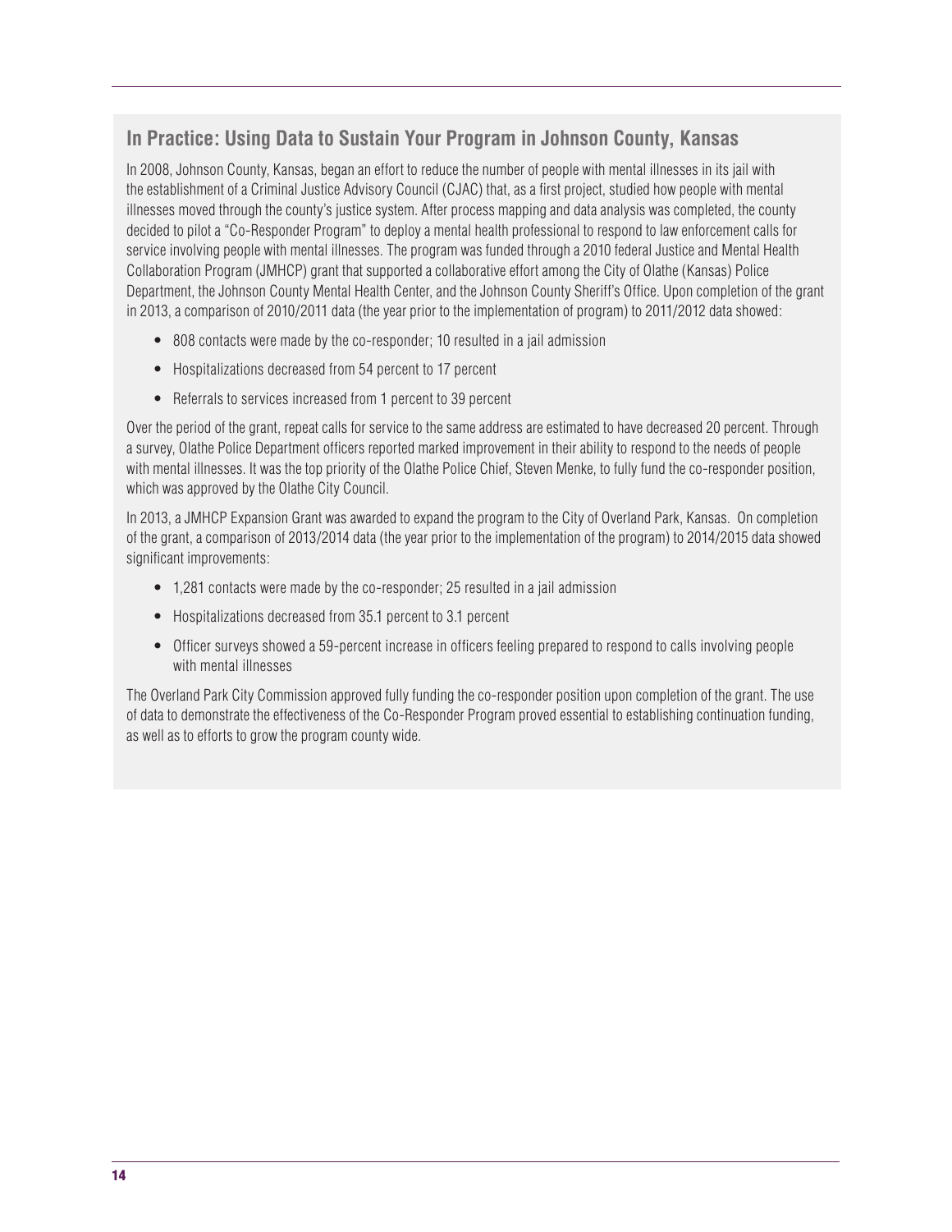## In Practice: Using Data to Sustain Your Program in Johnson County, Kansas

In 2008, Johnson County, Kansas, began an effort to reduce the number of people with mental illnesses in its jail with the establishment of a Criminal Justice Advisory Council (CJAC) that, as a first project, studied how people with mental illnesses moved through the county's justice system. After process mapping and data analysis was completed, the county decided to pilot a "Co-Responder Program" to deploy a mental health professional to respond to law enforcement calls for service involving people with mental illnesses. The program was funded through a 2010 federal Justice and Mental Health Collaboration Program (JMHCP) grant that supported a collaborative effort among the City of Olathe (Kansas) Police Department, the Johnson County Mental Health Center, and the Johnson County Sheriff's Office. Upon completion of the grant in 2013, a comparison of 2010/2011 data (the year prior to the implementation of program) to 2011/2012 data showed:

- 808 contacts were made by the co-responder; 10 resulted in a jail admission
- Hospitalizations decreased from 54 percent to 17 percent
- Referrals to services increased from 1 percent to 39 percent

Over the period of the grant, repeat calls for service to the same address are estimated to have decreased 20 percent. Through a survey, Olathe Police Department officers reported marked improvement in their ability to respond to the needs of people with mental illnesses. It was the top priority of the Olathe Police Chief, Steven Menke, to fully fund the co-responder position, which was approved by the Olathe City Council.

In 2013, a JMHCP Expansion Grant was awarded to expand the program to the City of Overland Park, Kansas. On completion of the grant, a comparison of 2013/2014 data (the year prior to the implementation of the program) to 2014/2015 data showed significant improvements:

- 1,281 contacts were made by the co-responder; 25 resulted in a jail admission
- Hospitalizations decreased from 35.1 percent to 3.1 percent
- Officer surveys showed a 59-percent increase in officers feeling prepared to respond to calls involving people with mental illnesses

The Overland Park City Commission approved fully funding the co-responder position upon completion of the grant. The use of data to demonstrate the effectiveness of the Co-Responder Program proved essential to establishing continuation funding, as well as to efforts to grow the program county wide.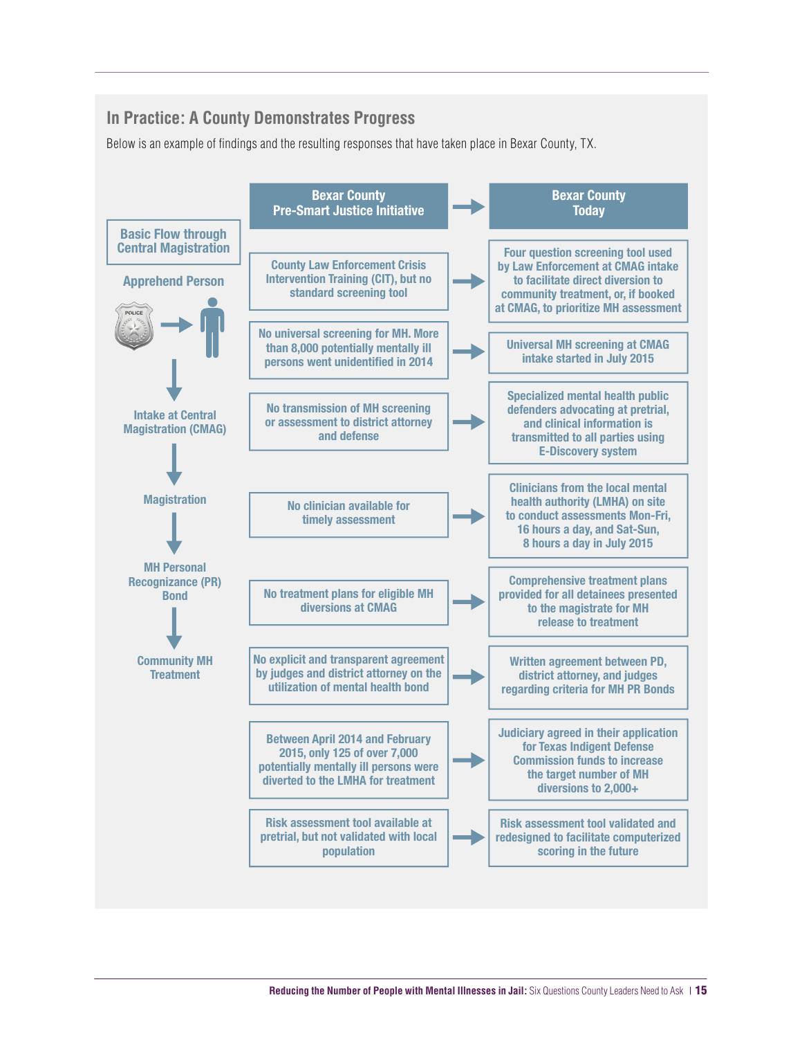## In Practice: A County Demonstrates Progress

Below is an example of findings and the resulting responses that have taken place in Bexar County, TX.

**Basic Flow through Central Magistration**

Apprehend Person → Intake at Central Magistration (CMAG) → Magistration → MH Personal Recognizance (PR) Bond → Community MH Treatment

| Bexar County Pre-Smart Justice Initiative | Bexar County Today |
|---|---|
| County Law Enforcement Crisis Intervention Training (CIT), but no standard screening tool | Four question screening tool used by Law Enforcement at CMAG intake to facilitate direct diversion to community treatment, or, if booked at CMAG, to prioritize MH assessment |
| No universal screening for MH. More than 8,000 potentially mentally ill persons went unidentified in 2014 | Universal MH screening at CMAG intake started in July 2015 |
| No transmission of MH screening or assessment to district attorney and defense | Specialized mental health public defenders advocating at pretrial, and clinical information is transmitted to all parties using E-Discovery system |
| No clinician available for timely assessment | Clinicians from the local mental health authority (LMHA) on site to conduct assessments Mon-Fri, 16 hours a day, and Sat-Sun, 8 hours a day in July 2015 |
| No treatment plans for eligible MH diversions at CMAG | Comprehensive treatment plans provided for all detainees presented to the magistrate for MH release to treatment |
| No explicit and transparent agreement by judges and district attorney on the utilization of mental health bond | Written agreement between PD, district attorney, and judges regarding criteria for MH PR Bonds |
| Between April 2014 and February 2015, only 125 of over 7,000 potentially mentally ill persons were diverted to the LMHA for treatment | Judiciary agreed in their application for Texas Indigent Defense Commission funds to increase the target number of MH diversions to 2,000+ |
| Risk assessment tool available at pretrial, but not validated with local population | Risk assessment tool validated and redesigned to facilitate computerized scoring in the future |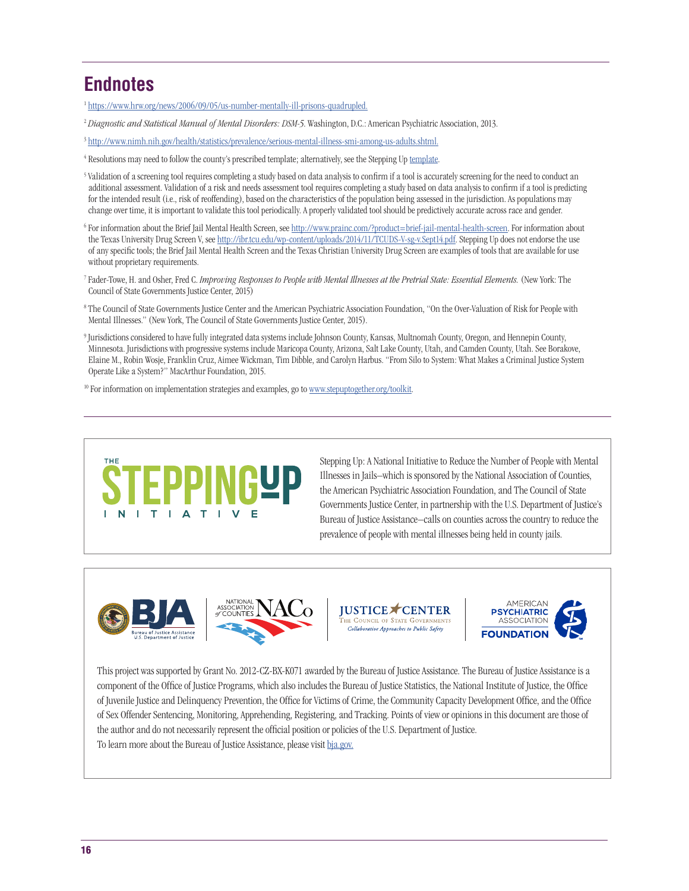# Endnotes

[1] https://www.hrw.org/news/2006/09/05/us-number-mentally-ill-prisons-quadrupled.

[2] *Diagnostic and Statistical Manual of Mental Disorders: DSM-5.* Washington, D.C.: American Psychiatric Association, 2013.

[3] http://www.nimh.nih.gov/health/statistics/prevalence/serious-mental-illness-smi-among-us-adults.shtml.

[4] Resolutions may need to follow the county's prescribed template; alternatively, see the Stepping Up template.

[5] Validation of a screening tool requires completing a study based on data analysis to confirm if a tool is accurately screening for the need to conduct an additional assessment. Validation of a risk and needs assessment tool requires completing a study based on data analysis to confirm if a tool is predicting for the intended result (i.e., risk of reoffending), based on the characteristics of the population being assessed in the jurisdiction. As populations may change over time, it is important to validate this tool periodically. A properly validated tool should be predictively accurate across race and gender.

[6] For information about the Brief Jail Mental Health Screen, see http://www.prainc.com/?product=brief-jail-mental-health-screen. For information about the Texas University Drug Screen V, see http://ibr.tcu.edu/wp-content/uploads/2014/11/TCUDS-V-sg-v.Sept14.pdf. Stepping Up does not endorse the use of any specific tools; the Brief Jail Mental Health Screen and the Texas Christian University Drug Screen are examples of tools that are available for use without proprietary requirements.

[7] Fader-Towe, H. and Osher, Fred C. *Improving Responses to People with Mental Illnesses at the Pretrial State: Essential Elements.* (New York: The Council of State Governments Justice Center, 2015)

[8] The Council of State Governments Justice Center and the American Psychiatric Association Foundation, "On the Over-Valuation of Risk for People with Mental Illnesses." (New York, The Council of State Governments Justice Center, 2015).

[9] Jurisdictions considered to have fully integrated data systems include Johnson County, Kansas, Multnomah County, Oregon, and Hennepin County, Minnesota. Jurisdictions with progressive systems include Maricopa County, Arizona, Salt Lake County, Utah, and Camden County, Utah. See Borakove, Elaine M., Robin Wosje, Franklin Cruz, Aimee Wickman, Tim Dibble, and Carolyn Harbus. "From Silo to System: What Makes a Criminal Justice System Operate Like a System?" MacArthur Foundation, 2015.

[10] For information on implementation strategies and examples, go to www.stepuptogether.org/toolkit.

THE STEPPING UP INITIATIVE

Stepping Up: A National Initiative to Reduce the Number of People with Mental Illnesses in Jails—which is sponsored by the National Association of Counties, the American Psychiatric Association Foundation, and The Council of State Governments Justice Center, in partnership with the U.S. Department of Justice's Bureau of Justice Assistance—calls on counties across the country to reduce the prevalence of people with mental illnesses being held in county jails.

BJA Bureau of Justice Assistance U.S. Department of Justice | National Association of Counties NACo | Justice Center The Council of State Governments Collaborative Approaches to Public Safety | American Psychiatric Association Foundation

This project was supported by Grant No. 2012-CZ-BX-K071 awarded by the Bureau of Justice Assistance. The Bureau of Justice Assistance is a component of the Office of Justice Programs, which also includes the Bureau of Justice Statistics, the National Institute of Justice, the Office of Juvenile Justice and Delinquency Prevention, the Office for Victims of Crime, the Community Capacity Development Office, and the Office of Sex Offender Sentencing, Monitoring, Apprehending, Registering, and Tracking. Points of view or opinions in this document are those of the author and do not necessarily represent the official position or policies of the U.S. Department of Justice.
To learn more about the Bureau of Justice Assistance, please visit bja.gov.